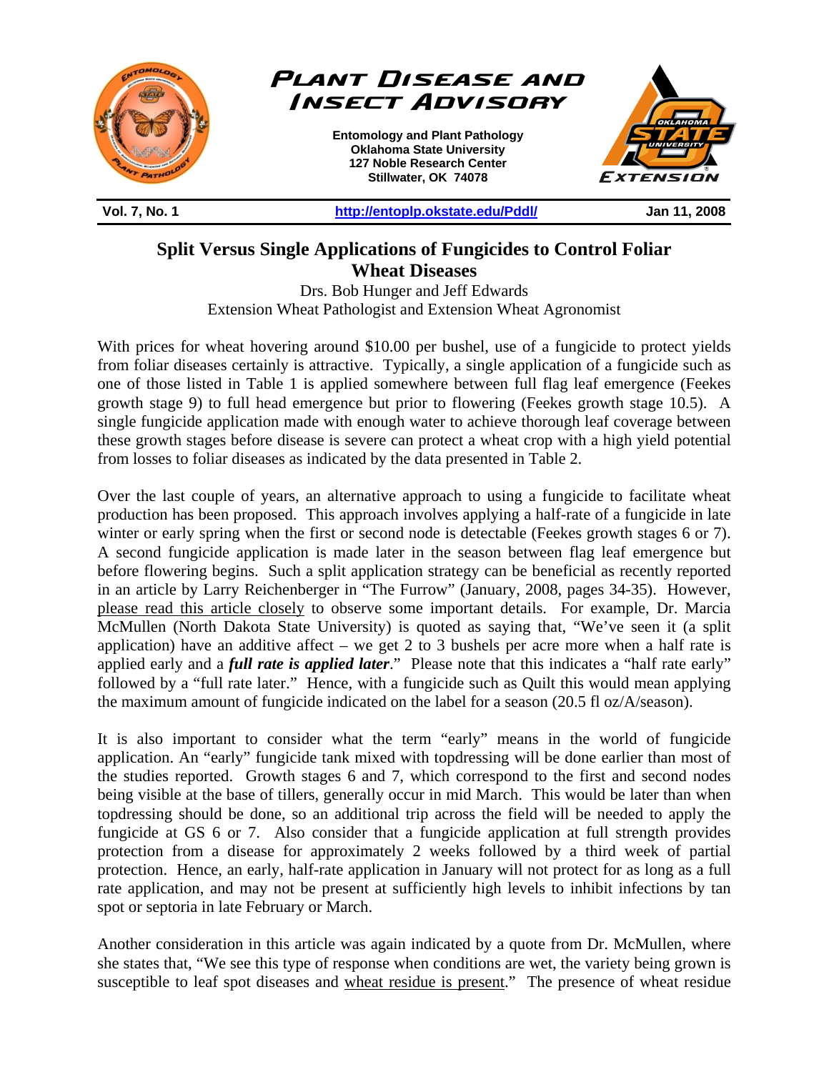# Plant Disease and Insect Advisory

**Entomology and Plant Pathology**
**Oklahoma State University**
**127 Noble Research Center**
**Stillwater, OK 74078**

**Vol. 7, No. 1** | **http://entoplp.okstate.edu/Pddl/** | **Jan 11, 2008**

## Split Versus Single Applications of Fungicides to Control Foliar Wheat Diseases

Drs. Bob Hunger and Jeff Edwards
Extension Wheat Pathologist and Extension Wheat Agronomist

With prices for wheat hovering around $10.00 per bushel, use of a fungicide to protect yields from foliar diseases certainly is attractive. Typically, a single application of a fungicide such as one of those listed in Table 1 is applied somewhere between full flag leaf emergence (Feekes growth stage 9) to full head emergence but prior to flowering (Feekes growth stage 10.5). A single fungicide application made with enough water to achieve thorough leaf coverage between these growth stages before disease is severe can protect a wheat crop with a high yield potential from losses to foliar diseases as indicated by the data presented in Table 2.

Over the last couple of years, an alternative approach to using a fungicide to facilitate wheat production has been proposed. This approach involves applying a half-rate of a fungicide in late winter or early spring when the first or second node is detectable (Feekes growth stages 6 or 7). A second fungicide application is made later in the season between flag leaf emergence but before flowering begins. Such a split application strategy can be beneficial as recently reported in an article by Larry Reichenberger in "The Furrow" (January, 2008, pages 34-35). However, please read this article closely to observe some important details. For example, Dr. Marcia McMullen (North Dakota State University) is quoted as saying that, "We've seen it (a split application) have an additive affect – we get 2 to 3 bushels per acre more when a half rate is applied early and a ***full rate is applied later***." Please note that this indicates a "half rate early" followed by a "full rate later." Hence, with a fungicide such as Quilt this would mean applying the maximum amount of fungicide indicated on the label for a season (20.5 fl oz/A/season).

It is also important to consider what the term "early" means in the world of fungicide application. An "early" fungicide tank mixed with topdressing will be done earlier than most of the studies reported. Growth stages 6 and 7, which correspond to the first and second nodes being visible at the base of tillers, generally occur in mid March. This would be later than when topdressing should be done, so an additional trip across the field will be needed to apply the fungicide at GS 6 or 7. Also consider that a fungicide application at full strength provides protection from a disease for approximately 2 weeks followed by a third week of partial protection. Hence, an early, half-rate application in January will not protect for as long as a full rate application, and may not be present at sufficiently high levels to inhibit infections by tan spot or septoria in late February or March.

Another consideration in this article was again indicated by a quote from Dr. McMullen, where she states that, "We see this type of response when conditions are wet, the variety being grown is susceptible to leaf spot diseases and wheat residue is present." The presence of wheat residue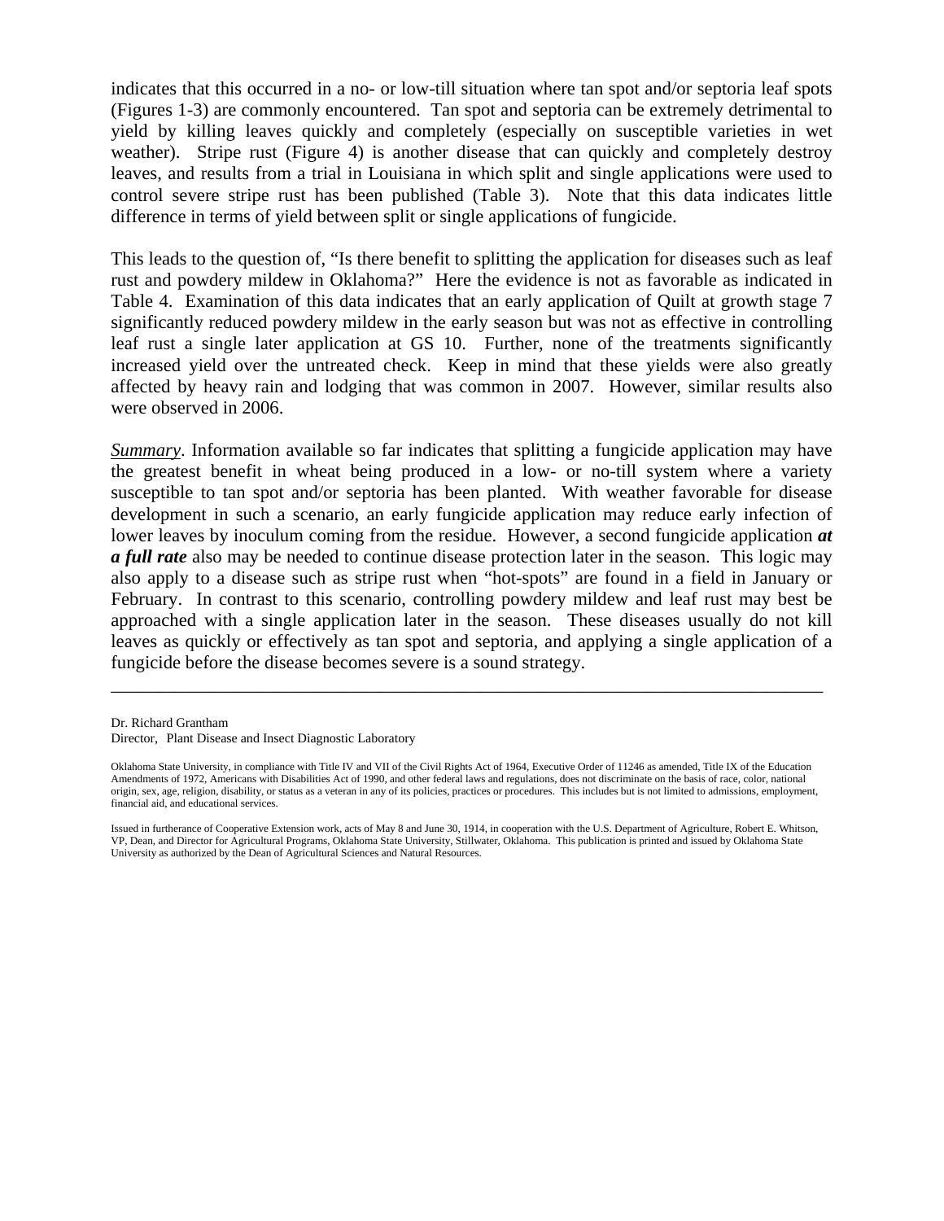indicates that this occurred in a no- or low-till situation where tan spot and/or septoria leaf spots (Figures 1-3) are commonly encountered. Tan spot and septoria can be extremely detrimental to yield by killing leaves quickly and completely (especially on susceptible varieties in wet weather). Stripe rust (Figure 4) is another disease that can quickly and completely destroy leaves, and results from a trial in Louisiana in which split and single applications were used to control severe stripe rust has been published (Table 3). Note that this data indicates little difference in terms of yield between split or single applications of fungicide.

This leads to the question of, "Is there benefit to splitting the application for diseases such as leaf rust and powdery mildew in Oklahoma?" Here the evidence is not as favorable as indicated in Table 4. Examination of this data indicates that an early application of Quilt at growth stage 7 significantly reduced powdery mildew in the early season but was not as effective in controlling leaf rust a single later application at GS 10. Further, none of the treatments significantly increased yield over the untreated check. Keep in mind that these yields were also greatly affected by heavy rain and lodging that was common in 2007. However, similar results also were observed in 2006.

*Summary*. Information available so far indicates that splitting a fungicide application may have the greatest benefit in wheat being produced in a low- or no-till system where a variety susceptible to tan spot and/or septoria has been planted. With weather favorable for disease development in such a scenario, an early fungicide application may reduce early infection of lower leaves by inoculum coming from the residue. However, a second fungicide application ***at a full rate*** also may be needed to continue disease protection later in the season. This logic may also apply to a disease such as stripe rust when "hot-spots" are found in a field in January or February. In contrast to this scenario, controlling powdery mildew and leaf rust may best be approached with a single application later in the season. These diseases usually do not kill leaves as quickly or effectively as tan spot and septoria, and applying a single application of a fungicide before the disease becomes severe is a sound strategy.

---

Dr. Richard Grantham
Director, Plant Disease and Insect Diagnostic Laboratory

Oklahoma State University, in compliance with Title IV and VII of the Civil Rights Act of 1964, Executive Order of 11246 as amended, Title IX of the Education Amendments of 1972, Americans with Disabilities Act of 1990, and other federal laws and regulations, does not discriminate on the basis of race, color, national origin, sex, age, religion, disability, or status as a veteran in any of its policies, practices or procedures. This includes but is not limited to admissions, employment, financial aid, and educational services.

Issued in furtherance of Cooperative Extension work, acts of May 8 and June 30, 1914, in cooperation with the U.S. Department of Agriculture, Robert E. Whitson, VP, Dean, and Director for Agricultural Programs, Oklahoma State University, Stillwater, Oklahoma. This publication is printed and issued by Oklahoma State University as authorized by the Dean of Agricultural Sciences and Natural Resources.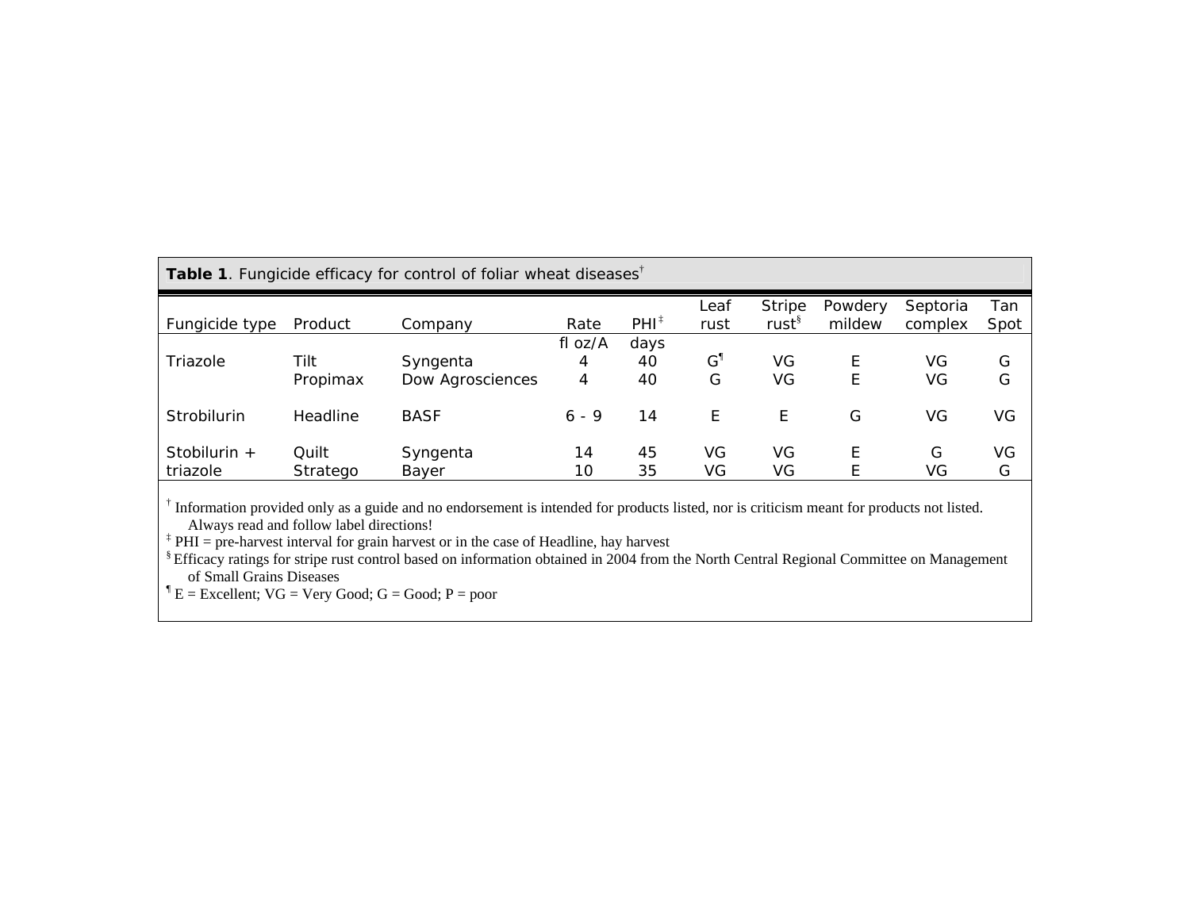**Table 1**. Fungicide efficacy for control of foliar wheat diseases[†]

| Fungicide type | Product | Company | Rate | PHI[‡] | Leaf rust | Stripe rust[§] | Powdery mildew | Septoria complex | Tan Spot |
|---|---|---|---|---|---|---|---|---|---|
| | | | fl oz/A | days | | | | | |
| Triazole | Tilt | Syngenta | 4 | 40 | G[¶] | VG | E | VG | G |
| | Propimax | Dow Agrosciences | 4 | 40 | G | VG | E | VG | G |
| Strobilurin | Headline | BASF | 6 - 9 | 14 | E | E | G | VG | VG |
| Stobilurin + triazole | Quilt | Syngenta | 14 | 45 | VG | VG | E | G | VG |
| | Stratego | Bayer | 10 | 35 | VG | VG | E | VG | G |

[†] Information provided only as a guide and no endorsement is intended for products listed, nor is criticism meant for products not listed. Always read and follow label directions!

[‡] PHI = pre-harvest interval for grain harvest or in the case of Headline, hay harvest

[§] Efficacy ratings for stripe rust control based on information obtained in 2004 from the North Central Regional Committee on Management of Small Grains Diseases

[¶] E = Excellent; VG = Very Good; G = Good; P = poor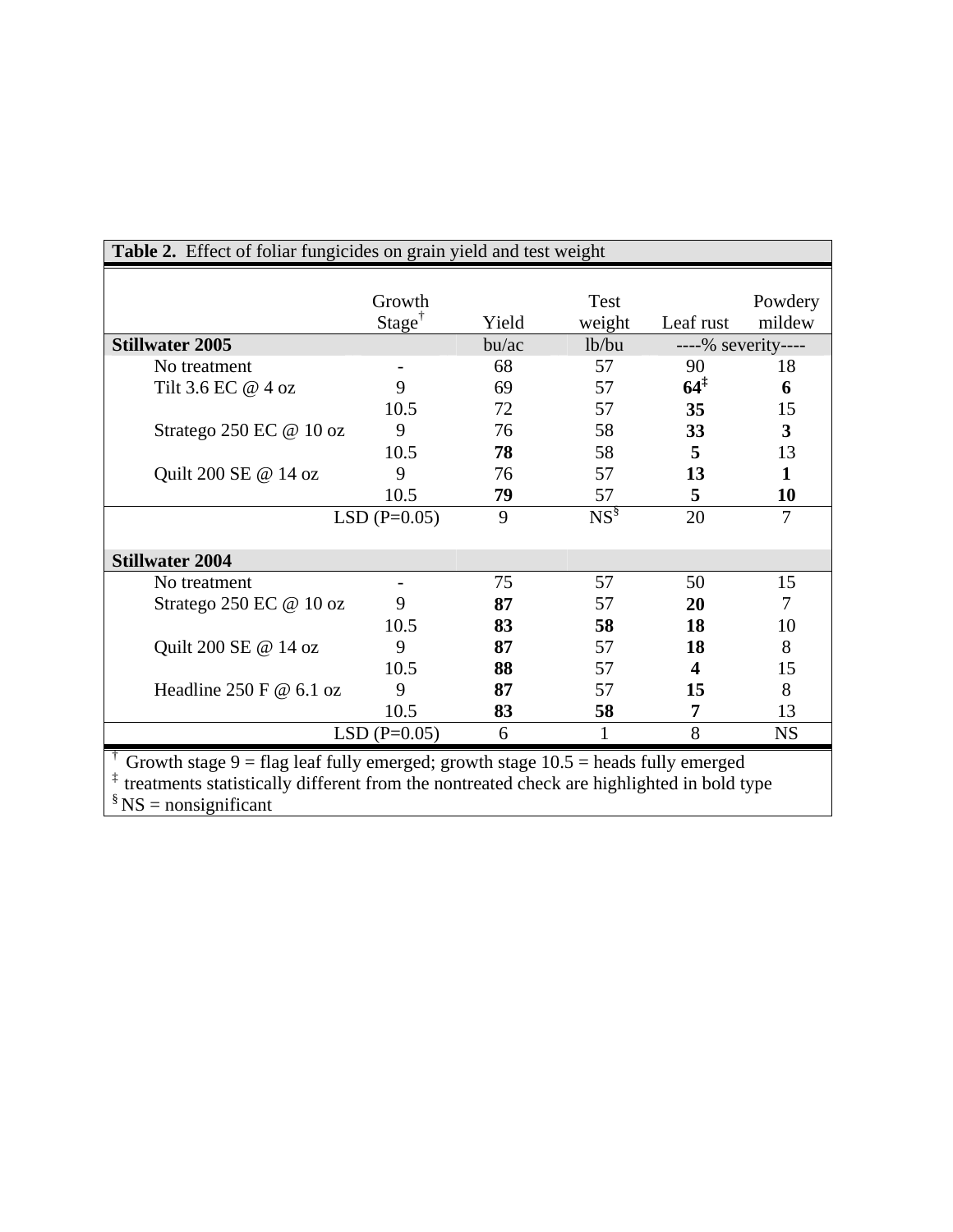**Table 2.** Effect of foliar fungicides on grain yield and test weight

| | Growth Stage[†] | Yield | Test weight | Leaf rust | Powdery mildew |
|---|---|---|---|---|---|
| **Stillwater 2005** | | bu/ac | lb/bu | ----% severity---- | |
| No treatment | - | 68 | 57 | 90 | 18 |
| Tilt 3.6 EC @ 4 oz | 9 | 69 | 57 | **64**[‡] | **6** |
| | 10.5 | 72 | 57 | **35** | 15 |
| Stratego 250 EC @ 10 oz | 9 | 76 | 58 | **33** | **3** |
| | 10.5 | **78** | 58 | **5** | 13 |
| Quilt 200 SE @ 14 oz | 9 | 76 | 57 | **13** | **1** |
| | 10.5 | **79** | 57 | **5** | **10** |
| | LSD (P=0.05) | 9 | NS[§] | 20 | 7 |
| **Stillwater 2004** | | | | | |
| No treatment | - | 75 | 57 | 50 | 15 |
| Stratego 250 EC @ 10 oz | 9 | **87** | 57 | **20** | 7 |
| | 10.5 | **83** | **58** | **18** | 10 |
| Quilt 200 SE @ 14 oz | 9 | **87** | 57 | **18** | 8 |
| | 10.5 | **88** | 57 | **4** | 15 |
| Headline 250 F @ 6.1 oz | 9 | **87** | 57 | **15** | 8 |
| | 10.5 | **83** | **58** | **7** | 13 |
| | LSD (P=0.05) | 6 | 1 | 8 | NS |

[†] Growth stage 9 = flag leaf fully emerged; growth stage 10.5 = heads fully emerged
[‡] treatments statistically different from the nontreated check are highlighted in bold type
[§] NS = nonsignificant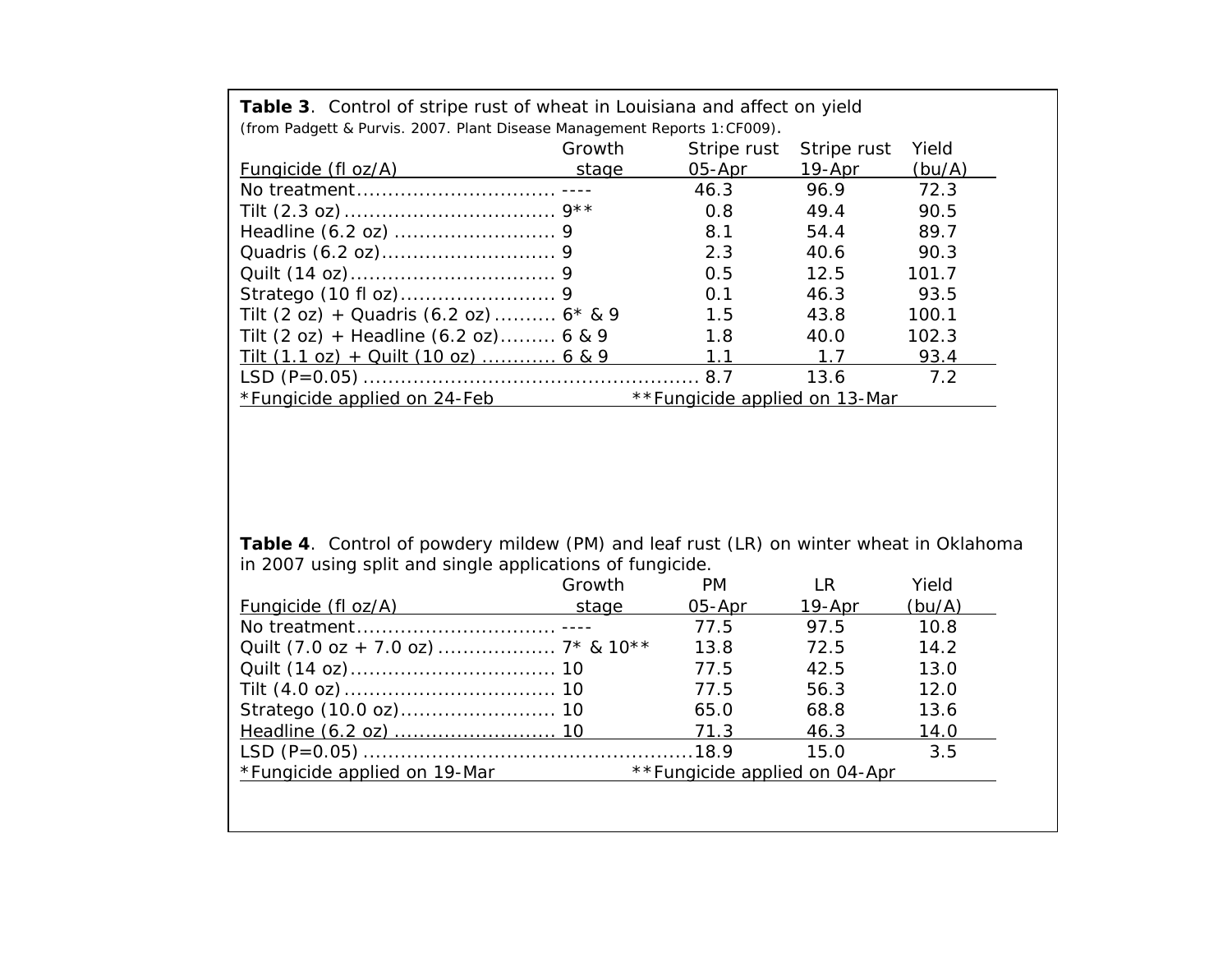**Table 3**. Control of stripe rust of wheat in Louisiana and affect on yield (from Padgett & Purvis. 2007. Plant Disease Management Reports 1:CF009).

| Fungicide (fl oz/A) | Growth stage | Stripe rust 05-Apr | Stripe rust 19-Apr | Yield (bu/A) |
|---|---|---|---|---|
| No treatment | ---- | 46.3 | 96.9 | 72.3 |
| Tilt (2.3 oz) | 9** | 0.8 | 49.4 | 90.5 |
| Headline (6.2 oz) | 9 | 8.1 | 54.4 | 89.7 |
| Quadris (6.2 oz) | 9 | 2.3 | 40.6 | 90.3 |
| Quilt (14 oz) | 9 | 0.5 | 12.5 | 101.7 |
| Stratego (10 fl oz) | 9 | 0.1 | 46.3 | 93.5 |
| Tilt (2 oz) + Quadris (6.2 oz) | 6* & 9 | 1.5 | 43.8 | 100.1 |
| Tilt (2 oz) + Headline (6.2 oz) | 6 & 9 | 1.8 | 40.0 | 102.3 |
| Tilt (1.1 oz) + Quilt (10 oz) | 6 & 9 | 1.1 | 1.7 | 93.4 |
| LSD (P=0.05) | | 8.7 | 13.6 | 7.2 |

*Fungicide applied on 24-Feb  **Fungicide applied on 13-Mar

**Table 4**. Control of powdery mildew (PM) and leaf rust (LR) on winter wheat in Oklahoma in 2007 using split and single applications of fungicide.

| Fungicide (fl oz/A) | Growth stage | PM 05-Apr | LR 19-Apr | Yield (bu/A) |
|---|---|---|---|---|
| No treatment | ---- | 77.5 | 97.5 | 10.8 |
| Quilt (7.0 oz + 7.0 oz) | 7* & 10** | 13.8 | 72.5 | 14.2 |
| Quilt (14 oz) | 10 | 77.5 | 42.5 | 13.0 |
| Tilt (4.0 oz) | 10 | 77.5 | 56.3 | 12.0 |
| Stratego (10.0 oz) | 10 | 65.0 | 68.8 | 13.6 |
| Headline (6.2 oz) | 10 | 71.3 | 46.3 | 14.0 |
| LSD (P=0.05) | | 18.9 | 15.0 | 3.5 |

*Fungicide applied on 19-Mar  **Fungicide applied on 04-Apr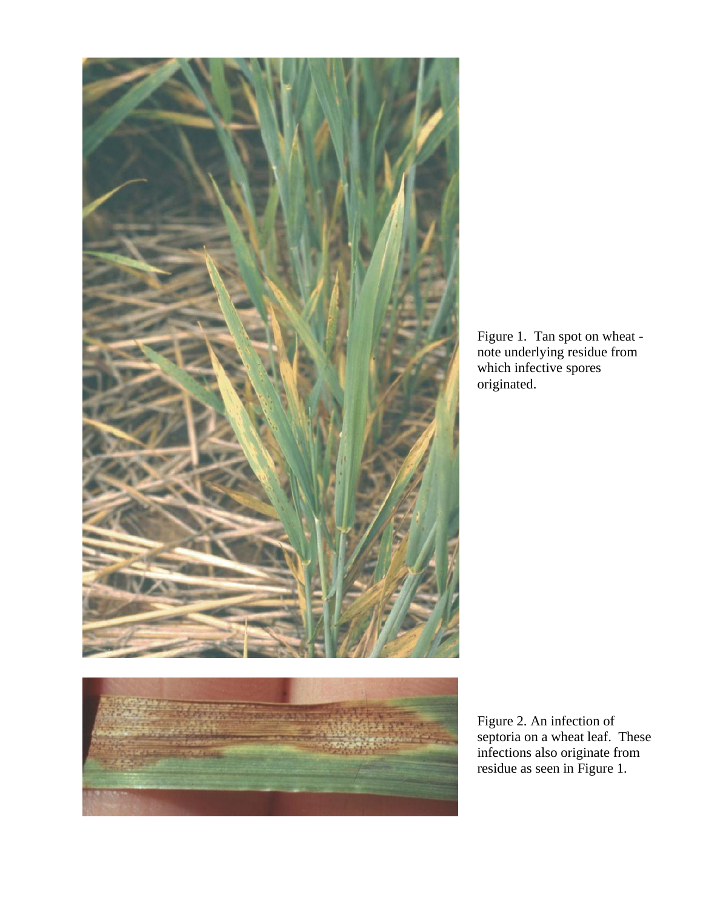Figure 1. Tan spot on wheat - note underlying residue from which infective spores originated.

Figure 2. An infection of septoria on a wheat leaf. These infections also originate from residue as seen in Figure 1.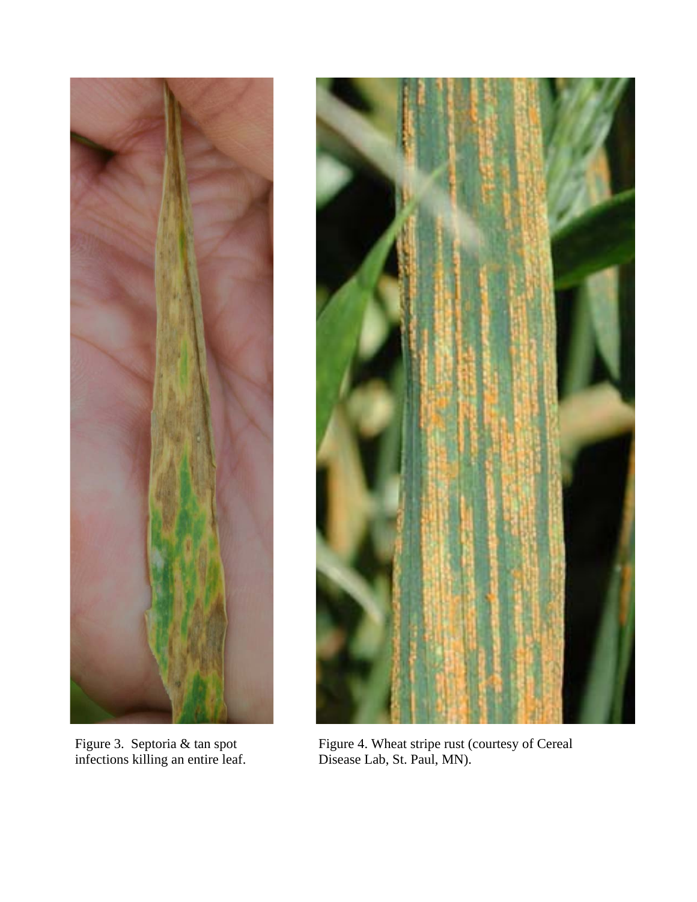Figure 3. Septoria & tan spot infections killing an entire leaf.

Figure 4. Wheat stripe rust (courtesy of Cereal Disease Lab, St. Paul, MN).